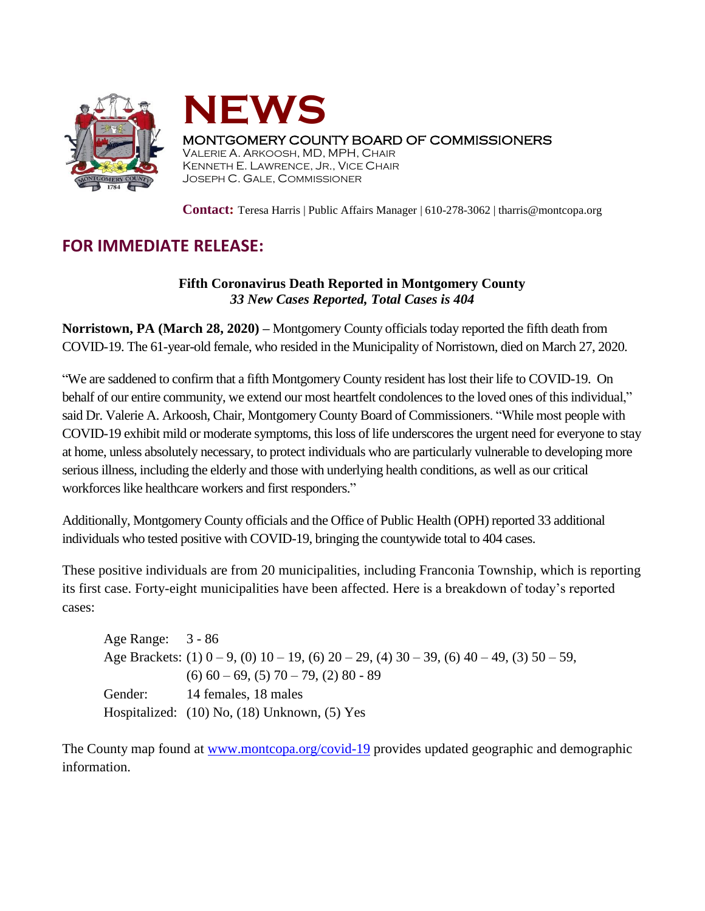# NEWS

MONTGOMERY COUNTY BOARD OF COMMISSIONERS
VALERIE A. ARKOOSH, MD, MPH, CHAIR
KENNETH E. LAWRENCE, JR., VICE CHAIR
JOSEPH C. GALE, COMMISSIONER

**Contact:** Teresa Harris | Public Affairs Manager | 610-278-3062 | tharris@montcopa.org

## FOR IMMEDIATE RELEASE:

**Fifth Coronavirus Death Reported in Montgomery County**
***33 New Cases Reported, Total Cases is 404***

**Norristown, PA (March 28, 2020) –** Montgomery County officials today reported the fifth death from COVID-19. The 61-year-old female, who resided in the Municipality of Norristown, died on March 27, 2020.

"We are saddened to confirm that a fifth Montgomery County resident has lost their life to COVID-19. On behalf of our entire community, we extend our most heartfelt condolences to the loved ones of this individual," said Dr. Valerie A. Arkoosh, Chair, Montgomery County Board of Commissioners. "While most people with COVID-19 exhibit mild or moderate symptoms, this loss of life underscores the urgent need for everyone to stay at home, unless absolutely necessary, to protect individuals who are particularly vulnerable to developing more serious illness, including the elderly and those with underlying health conditions, as well as our critical workforces like healthcare workers and first responders."

Additionally, Montgomery County officials and the Office of Public Health (OPH) reported 33 additional individuals who tested positive with COVID-19, bringing the countywide total to 404 cases.

These positive individuals are from 20 municipalities, including Franconia Township, which is reporting its first case. Forty-eight municipalities have been affected. Here is a breakdown of today's reported cases:

Age Range: 3 - 86
Age Brackets: (1) 0 – 9, (0) 10 – 19, (6) 20 – 29, (4) 30 – 39, (6) 40 – 49, (3) 50 – 59, (6) 60 – 69, (5) 70 – 79, (2) 80 - 89
Gender: 14 females, 18 males
Hospitalized: (10) No, (18) Unknown, (5) Yes

The County map found at www.montcopa.org/covid-19 provides updated geographic and demographic information.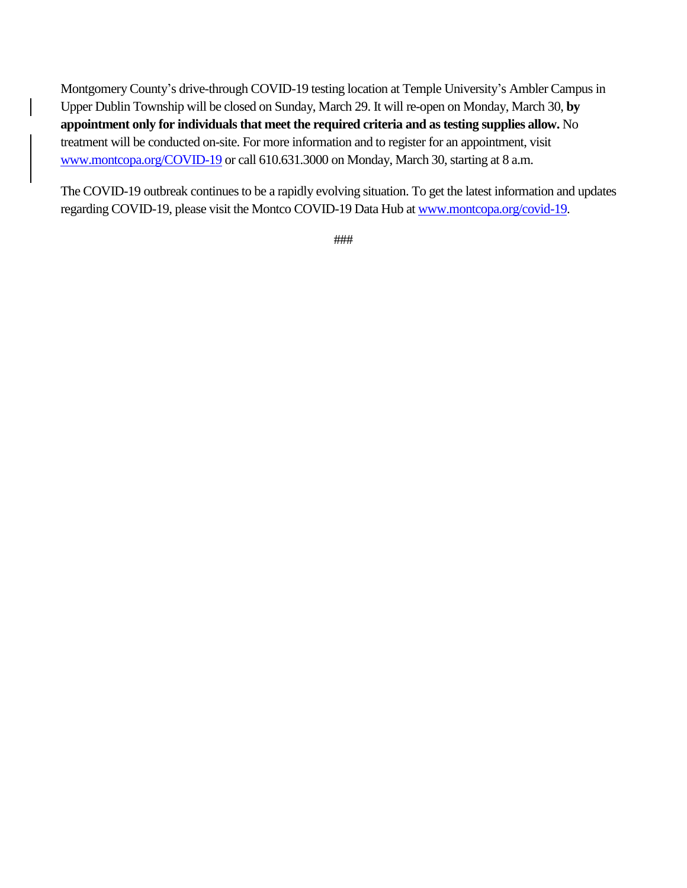Montgomery County's drive-through COVID-19 testing location at Temple University's Ambler Campus in Upper Dublin Township will be closed on Sunday, March 29. It will re-open on Monday, March 30, **by appointment only for individuals that meet the required criteria and as testing supplies allow.** No treatment will be conducted on-site. For more information and to register for an appointment, visit [www.montcopa.org/COVID-19](http://www.montcopa.org/COVID-19) or call 610.631.3000 on Monday, March 30, starting at 8 a.m.

The COVID-19 outbreak continues to be a rapidly evolving situation. To get the latest information and updates regarding COVID-19, please visit the Montco COVID-19 Data Hub at [www.montcopa.org/covid-19](http://www.montcopa.org/covid-19).

###